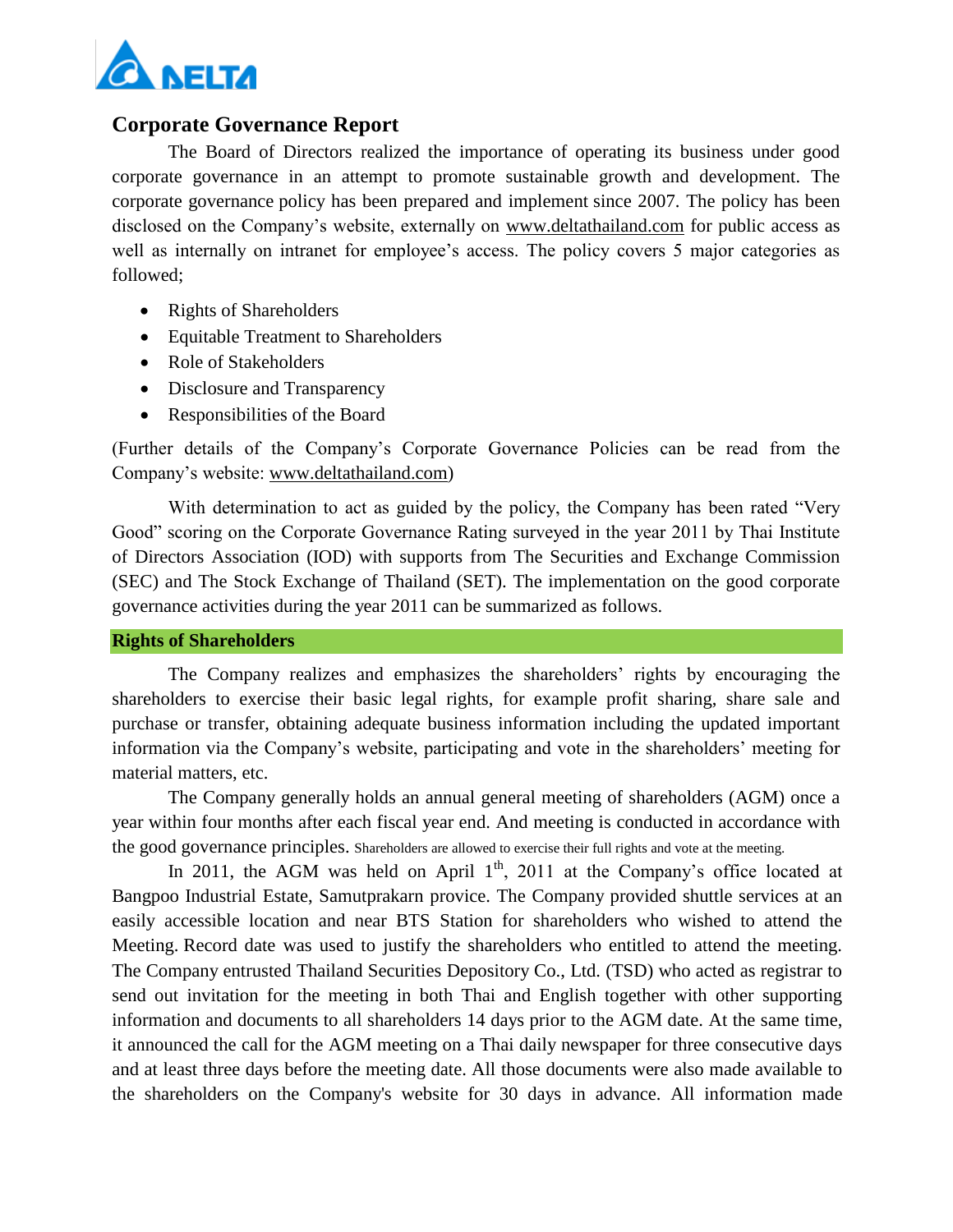## Corporate Governance Report

The Board of Directors realized the importance of operating its business under good corporate governance in an attempt to promote sustainable growth and development. The corporate governance policy has been prepared and implement since 2007. The policy has been disclosed on the Company's website, externally on www.deltathailand.com for public access as well as internally on intranet for employee's access. The policy covers 5 major categories as followed;

- Rights of Shareholders
- Equitable Treatment to Shareholders
- Role of Stakeholders
- Disclosure and Transparency
- Responsibilities of the Board

(Further details of the Company's Corporate Governance Policies can be read from the Company's website: www.deltathailand.com)

With determination to act as guided by the policy, the Company has been rated "Very Good" scoring on the Corporate Governance Rating surveyed in the year 2011 by Thai Institute of Directors Association (IOD) with supports from The Securities and Exchange Commission (SEC) and The Stock Exchange of Thailand (SET). The implementation on the good corporate governance activities during the year 2011 can be summarized as follows.

### Rights of Shareholders

The Company realizes and emphasizes the shareholders' rights by encouraging the shareholders to exercise their basic legal rights, for example profit sharing, share sale and purchase or transfer, obtaining adequate business information including the updated important information via the Company's website, participating and vote in the shareholders' meeting for material matters, etc.

The Company generally holds an annual general meeting of shareholders (AGM) once a year within four months after each fiscal year end. And meeting is conducted in accordance with the good governance principles. Shareholders are allowed to exercise their full rights and vote at the meeting.

In 2011, the AGM was held on April 1th, 2011 at the Company's office located at Bangpoo Industrial Estate, Samutprakarn provice. The Company provided shuttle services at an easily accessible location and near BTS Station for shareholders who wished to attend the Meeting. Record date was used to justify the shareholders who entitled to attend the meeting. The Company entrusted Thailand Securities Depository Co., Ltd. (TSD) who acted as registrar to send out invitation for the meeting in both Thai and English together with other supporting information and documents to all shareholders 14 days prior to the AGM date. At the same time, it announced the call for the AGM meeting on a Thai daily newspaper for three consecutive days and at least three days before the meeting date. All those documents were also made available to the shareholders on the Company's website for 30 days in advance. All information made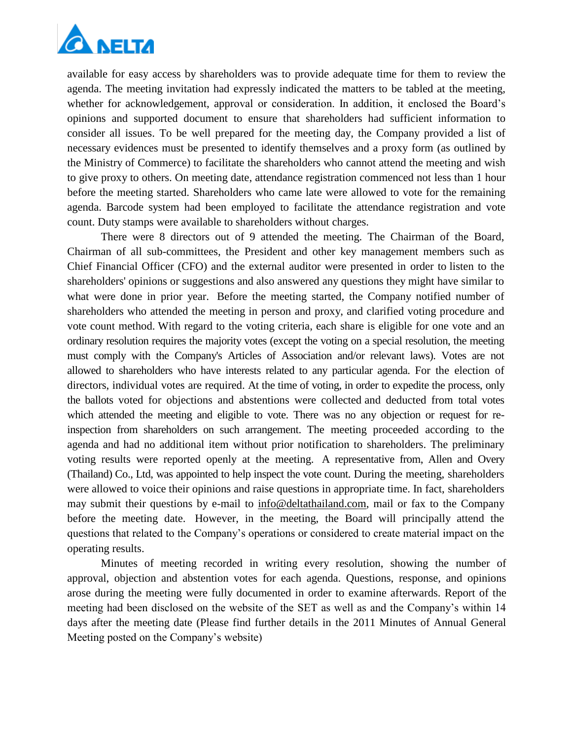available for easy access by shareholders was to provide adequate time for them to review the agenda. The meeting invitation had expressly indicated the matters to be tabled at the meeting, whether for acknowledgement, approval or consideration. In addition, it enclosed the Board's opinions and supported document to ensure that shareholders had sufficient information to consider all issues. To be well prepared for the meeting day, the Company provided a list of necessary evidences must be presented to identify themselves and a proxy form (as outlined by the Ministry of Commerce) to facilitate the shareholders who cannot attend the meeting and wish to give proxy to others. On meeting date, attendance registration commenced not less than 1 hour before the meeting started. Shareholders who came late were allowed to vote for the remaining agenda. Barcode system had been employed to facilitate the attendance registration and vote count. Duty stamps were available to shareholders without charges.

There were 8 directors out of 9 attended the meeting. The Chairman of the Board, Chairman of all sub-committees, the President and other key management members such as Chief Financial Officer (CFO) and the external auditor were presented in order to listen to the shareholders' opinions or suggestions and also answered any questions they might have similar to what were done in prior year. Before the meeting started, the Company notified number of shareholders who attended the meeting in person and proxy, and clarified voting procedure and vote count method. With regard to the voting criteria, each share is eligible for one vote and an ordinary resolution requires the majority votes (except the voting on a special resolution, the meeting must comply with the Company's Articles of Association and/or relevant laws). Votes are not allowed to shareholders who have interests related to any particular agenda. For the election of directors, individual votes are required. At the time of voting, in order to expedite the process, only the ballots voted for objections and abstentions were collected and deducted from total votes which attended the meeting and eligible to vote. There was no any objection or request for re-inspection from shareholders on such arrangement. The meeting proceeded according to the agenda and had no additional item without prior notification to shareholders. The preliminary voting results were reported openly at the meeting. A representative from, Allen and Overy (Thailand) Co., Ltd, was appointed to help inspect the vote count. During the meeting, shareholders were allowed to voice their opinions and raise questions in appropriate time. In fact, shareholders may submit their questions by e-mail to info@deltathailand.com, mail or fax to the Company before the meeting date. However, in the meeting, the Board will principally attend the questions that related to the Company's operations or considered to create material impact on the operating results.

Minutes of meeting recorded in writing every resolution, showing the number of approval, objection and abstention votes for each agenda. Questions, response, and opinions arose during the meeting were fully documented in order to examine afterwards. Report of the meeting had been disclosed on the website of the SET as well as and the Company's within 14 days after the meeting date (Please find further details in the 2011 Minutes of Annual General Meeting posted on the Company's website)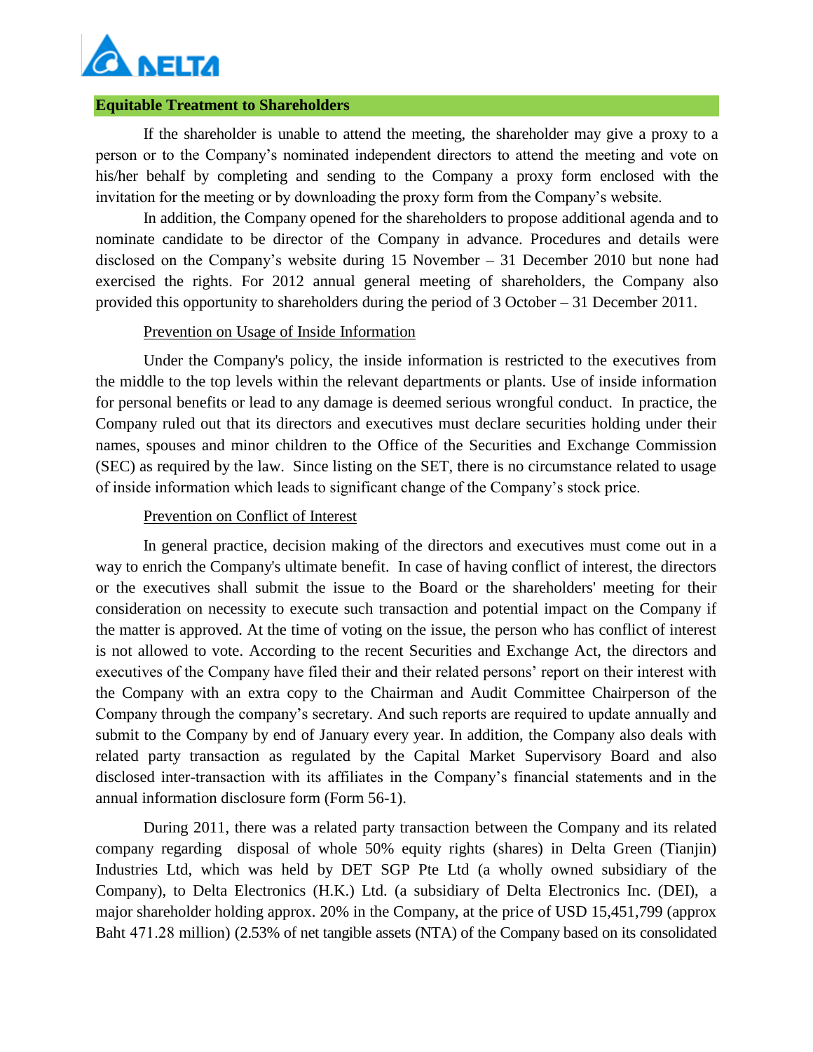## Equitable Treatment to Shareholders

If the shareholder is unable to attend the meeting, the shareholder may give a proxy to a person or to the Company's nominated independent directors to attend the meeting and vote on his/her behalf by completing and sending to the Company a proxy form enclosed with the invitation for the meeting or by downloading the proxy form from the Company's website.

In addition, the Company opened for the shareholders to propose additional agenda and to nominate candidate to be director of the Company in advance. Procedures and details were disclosed on the Company's website during 15 November – 31 December 2010 but none had exercised the rights. For 2012 annual general meeting of shareholders, the Company also provided this opportunity to shareholders during the period of 3 October – 31 December 2011.

### Prevention on Usage of Inside Information

Under the Company's policy, the inside information is restricted to the executives from the middle to the top levels within the relevant departments or plants. Use of inside information for personal benefits or lead to any damage is deemed serious wrongful conduct. In practice, the Company ruled out that its directors and executives must declare securities holding under their names, spouses and minor children to the Office of the Securities and Exchange Commission (SEC) as required by the law. Since listing on the SET, there is no circumstance related to usage of inside information which leads to significant change of the Company's stock price.

### Prevention on Conflict of Interest

In general practice, decision making of the directors and executives must come out in a way to enrich the Company's ultimate benefit. In case of having conflict of interest, the directors or the executives shall submit the issue to the Board or the shareholders' meeting for their consideration on necessity to execute such transaction and potential impact on the Company if the matter is approved. At the time of voting on the issue, the person who has conflict of interest is not allowed to vote. According to the recent Securities and Exchange Act, the directors and executives of the Company have filed their and their related persons' report on their interest with the Company with an extra copy to the Chairman and Audit Committee Chairperson of the Company through the company's secretary. And such reports are required to update annually and submit to the Company by end of January every year. In addition, the Company also deals with related party transaction as regulated by the Capital Market Supervisory Board and also disclosed inter-transaction with its affiliates in the Company's financial statements and in the annual information disclosure form (Form 56-1).

During 2011, there was a related party transaction between the Company and its related company regarding disposal of whole 50% equity rights (shares) in Delta Green (Tianjin) Industries Ltd, which was held by DET SGP Pte Ltd (a wholly owned subsidiary of the Company), to Delta Electronics (H.K.) Ltd. (a subsidiary of Delta Electronics Inc. (DEI), a major shareholder holding approx. 20% in the Company, at the price of USD 15,451,799 (approx Baht 471.28 million) (2.53% of net tangible assets (NTA) of the Company based on its consolidated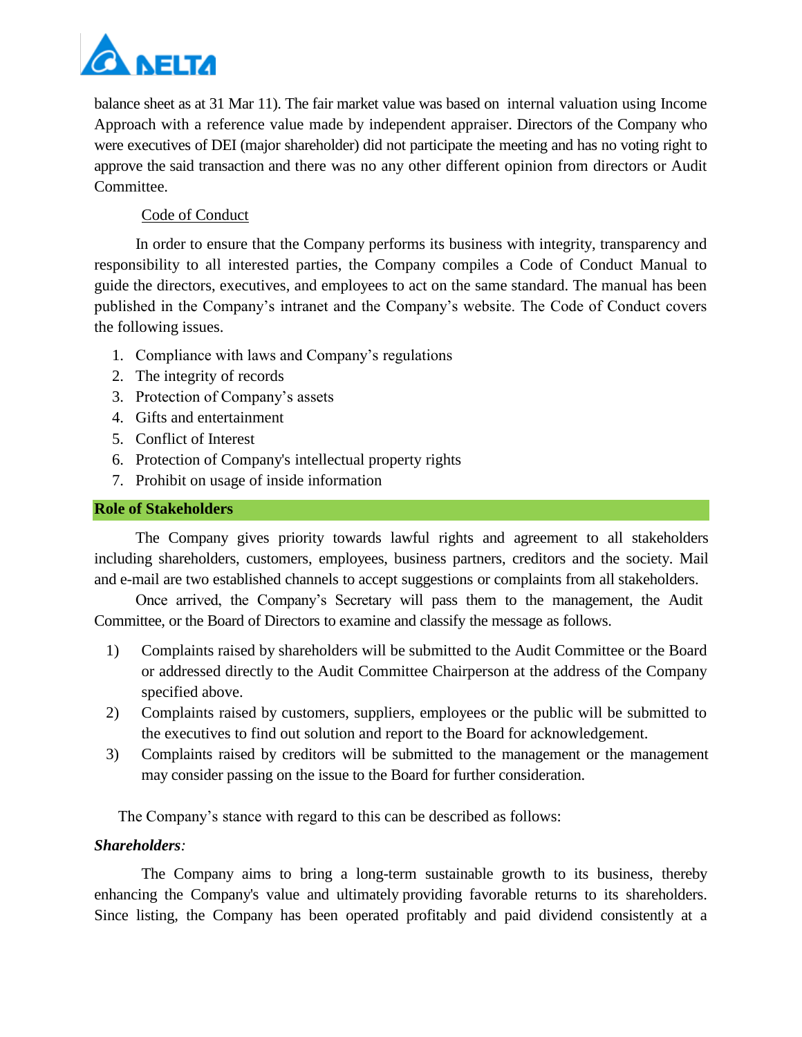balance sheet as at 31 Mar 11). The fair market value was based on internal valuation using Income Approach with a reference value made by independent appraiser. Directors of the Company who were executives of DEI (major shareholder) did not participate the meeting and has no voting right to approve the said transaction and there was no any other different opinion from directors or Audit Committee.

Code of Conduct

In order to ensure that the Company performs its business with integrity, transparency and responsibility to all interested parties, the Company compiles a Code of Conduct Manual to guide the directors, executives, and employees to act on the same standard. The manual has been published in the Company's intranet and the Company's website. The Code of Conduct covers the following issues.

1. Compliance with laws and Company's regulations
2. The integrity of records
3. Protection of Company's assets
4. Gifts and entertainment
5. Conflict of Interest
6. Protection of Company's intellectual property rights
7. Prohibit on usage of inside information

## Role of Stakeholders

The Company gives priority towards lawful rights and agreement to all stakeholders including shareholders, customers, employees, business partners, creditors and the society. Mail and e-mail are two established channels to accept suggestions or complaints from all stakeholders.

Once arrived, the Company's Secretary will pass them to the management, the Audit Committee, or the Board of Directors to examine and classify the message as follows.

1) Complaints raised by shareholders will be submitted to the Audit Committee or the Board or addressed directly to the Audit Committee Chairperson at the address of the Company specified above.
2) Complaints raised by customers, suppliers, employees or the public will be submitted to the executives to find out solution and report to the Board for acknowledgement.
3) Complaints raised by creditors will be submitted to the management or the management may consider passing on the issue to the Board for further consideration.

The Company's stance with regard to this can be described as follows:

***Shareholders:***

The Company aims to bring a long-term sustainable growth to its business, thereby enhancing the Company's value and ultimately providing favorable returns to its shareholders. Since listing, the Company has been operated profitably and paid dividend consistently at a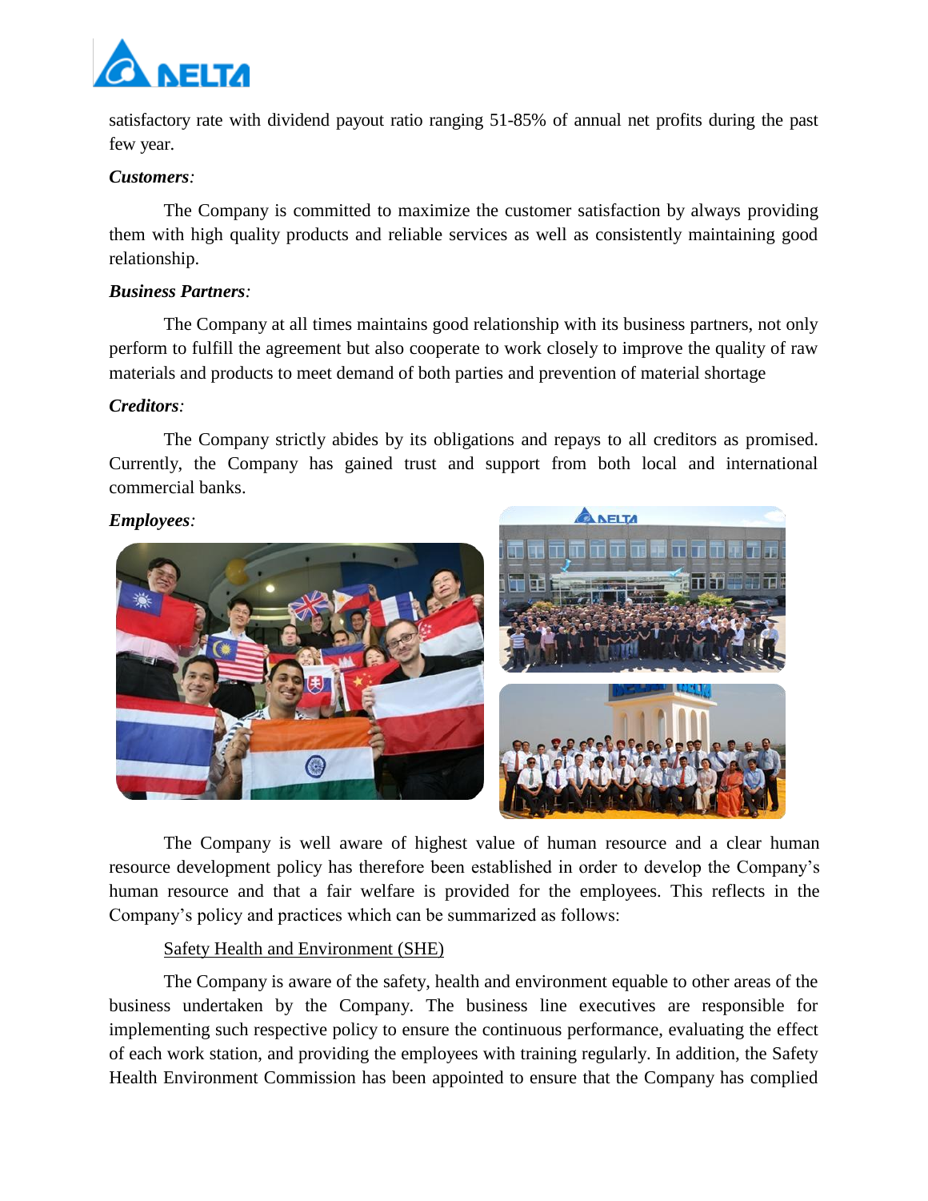satisfactory rate with dividend payout ratio ranging 51-85% of annual net profits during the past few year.

***Customers**:*

The Company is committed to maximize the customer satisfaction by always providing them with high quality products and reliable services as well as consistently maintaining good relationship.

***Business Partners**:*

The Company at all times maintains good relationship with its business partners, not only perform to fulfill the agreement but also cooperate to work closely to improve the quality of raw materials and products to meet demand of both parties and prevention of material shortage

***Creditors**:*

The Company strictly abides by its obligations and repays to all creditors as promised. Currently, the Company has gained trust and support from both local and international commercial banks.

***Employees**:*

The Company is well aware of highest value of human resource and a clear human resource development policy has therefore been established in order to develop the Company's human resource and that a fair welfare is provided for the employees. This reflects in the Company's policy and practices which can be summarized as follows:

<u>Safety Health and Environment (SHE)</u>

The Company is aware of the safety, health and environment equable to other areas of the business undertaken by the Company. The business line executives are responsible for implementing such respective policy to ensure the continuous performance, evaluating the effect of each work station, and providing the employees with training regularly. In addition, the Safety Health Environment Commission has been appointed to ensure that the Company has complied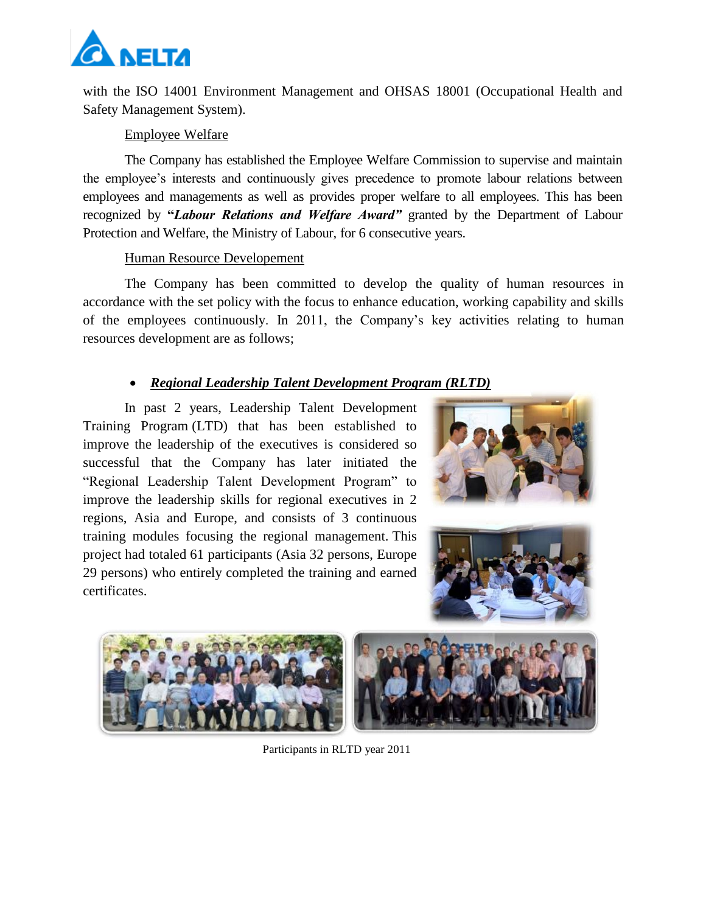with the ISO 14001 Environment Management and OHSAS 18001 (Occupational Health and Safety Management System).

Employee Welfare

The Company has established the Employee Welfare Commission to supervise and maintain the employee's interests and continuously gives precedence to promote labour relations between employees and managements as well as provides proper welfare to all employees. This has been recognized by ***"Labour Relations and Welfare Award"*** granted by the Department of Labour Protection and Welfare, the Ministry of Labour, for 6 consecutive years.

Human Resource Developement

The Company has been committed to develop the quality of human resources in accordance with the set policy with the focus to enhance education, working capability and skills of the employees continuously. In 2011, the Company's key activities relating to human resources development are as follows;

- ***Regional Leadership Talent Development Program (RLTD)***

In past 2 years, Leadership Talent Development Training Program (LTD) that has been established to improve the leadership of the executives is considered so successful that the Company has later initiated the "Regional Leadership Talent Development Program" to improve the leadership skills for regional executives in 2 regions, Asia and Europe, and consists of 3 continuous training modules focusing the regional management. This project had totaled 61 participants (Asia 32 persons, Europe 29 persons) who entirely completed the training and earned certificates.

Participants in RLTD year 2011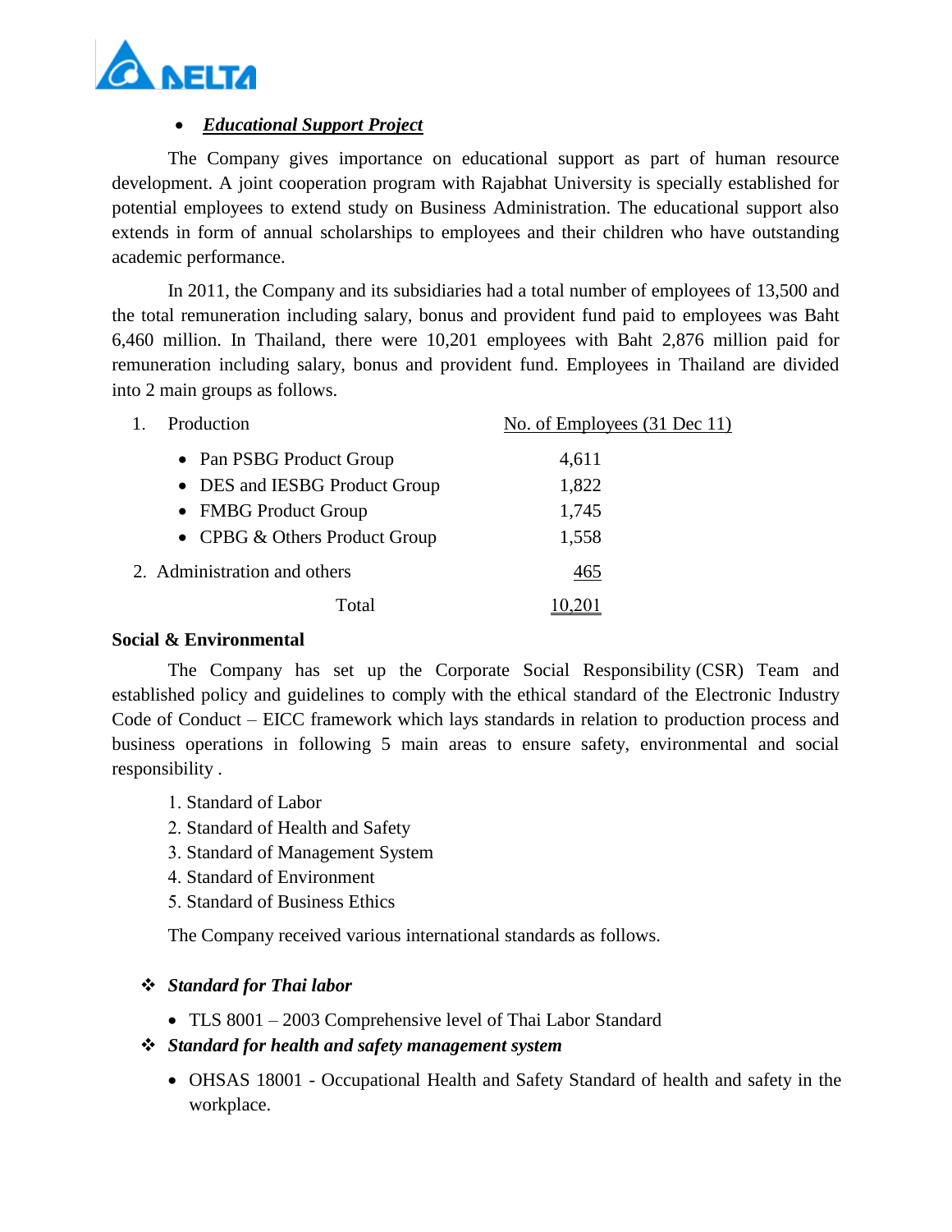- ***Educational Support Project***

The Company gives importance on educational support as part of human resource development. A joint cooperation program with Rajabhat University is specially established for potential employees to extend study on Business Administration. The educational support also extends in form of annual scholarships to employees and their children who have outstanding academic performance.

In 2011, the Company and its subsidiaries had a total number of employees of 13,500 and the total remuneration including salary, bonus and provident fund paid to employees was Baht 6,460 million. In Thailand, there were 10,201 employees with Baht 2,876 million paid for remuneration including salary, bonus and provident fund. Employees in Thailand are divided into 2 main groups as follows.

| | No. of Employees (31 Dec 11) |
|---|---|
| 1. Production | |
| • Pan PSBG Product Group | 4,611 |
| • DES and IESBG Product Group | 1,822 |
| • FMBG Product Group | 1,745 |
| • CPBG & Others Product Group | 1,558 |
| 2. Administration and others | 465 |
| Total | 10,201 |

**Social & Environmental**

The Company has set up the Corporate Social Responsibility (CSR) Team and established policy and guidelines to comply with the ethical standard of the Electronic Industry Code of Conduct – EICC framework which lays standards in relation to production process and business operations in following 5 main areas to ensure safety, environmental and social responsibility .

1. Standard of Labor
2. Standard of Health and Safety
3. Standard of Management System
4. Standard of Environment
5. Standard of Business Ethics

The Company received various international standards as follows.

- ***Standard for Thai labor***
  - TLS 8001 – 2003 Comprehensive level of Thai Labor Standard
- ***Standard for health and safety management system***
  - OHSAS 18001 - Occupational Health and Safety Standard of health and safety in the workplace.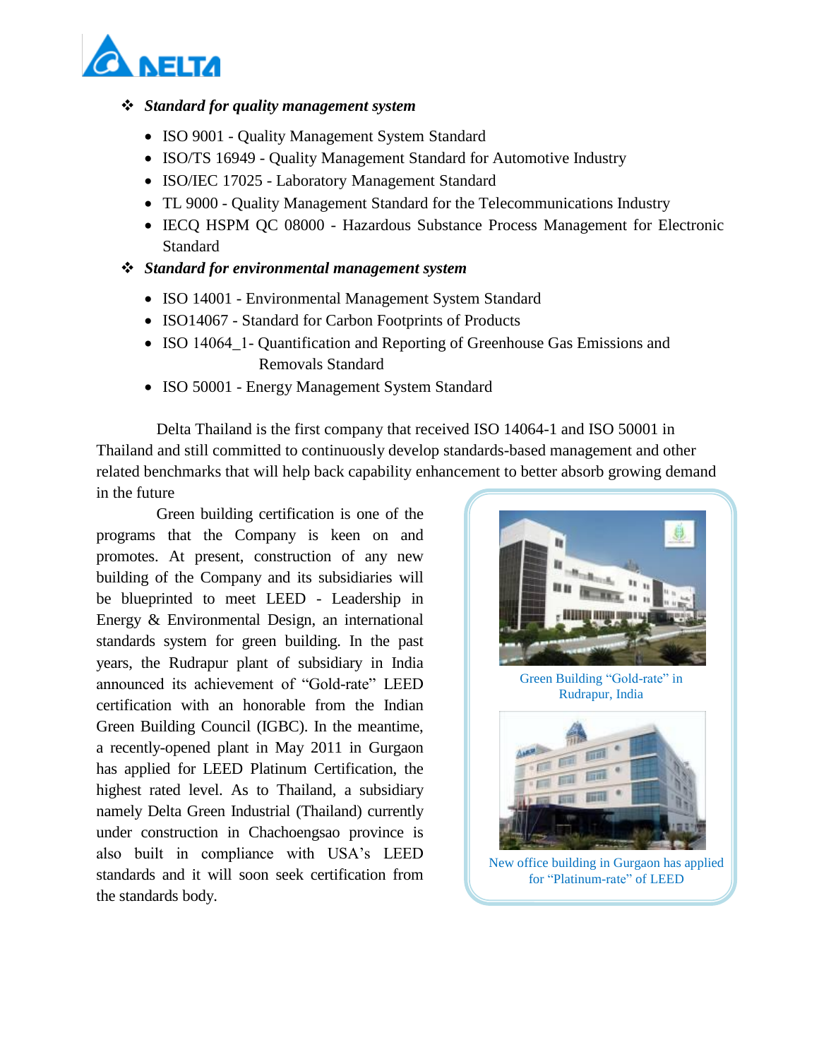- ❖ ***Standard for quality management system***
  - ISO 9001 - Quality Management System Standard
  - ISO/TS 16949 - Quality Management Standard for Automotive Industry
  - ISO/IEC 17025 - Laboratory Management Standard
  - TL 9000 - Quality Management Standard for the Telecommunications Industry
  - IECQ HSPM QC 08000 - Hazardous Substance Process Management for Electronic Standard
- ❖ ***Standard for environmental management system***
  - ISO 14001 - Environmental Management System Standard
  - ISO14067 - Standard for Carbon Footprints of Products
  - ISO 14064_1- Quantification and Reporting of Greenhouse Gas Emissions and Removals Standard
  - ISO 50001 - Energy Management System Standard

Delta Thailand is the first company that received ISO 14064-1 and ISO 50001 in Thailand and still committed to continuously develop standards-based management and other related benchmarks that will help back capability enhancement to better absorb growing demand in the future

Green building certification is one of the programs that the Company is keen on and promotes. At present, construction of any new building of the Company and its subsidiaries will be blueprinted to meet LEED - Leadership in Energy & Environmental Design, an international standards system for green building. In the past years, the Rudrapur plant of subsidiary in India announced its achievement of "Gold-rate" LEED certification with an honorable from the Indian Green Building Council (IGBC). In the meantime, a recently-opened plant in May 2011 in Gurgaon has applied for LEED Platinum Certification, the highest rated level. As to Thailand, a subsidiary namely Delta Green Industrial (Thailand) currently under construction in Chachoengsao province is also built in compliance with USA's LEED standards and it will soon seek certification from the standards body.

Green Building "Gold-rate" in Rudrapur, India

New office building in Gurgaon has applied for "Platinum-rate" of LEED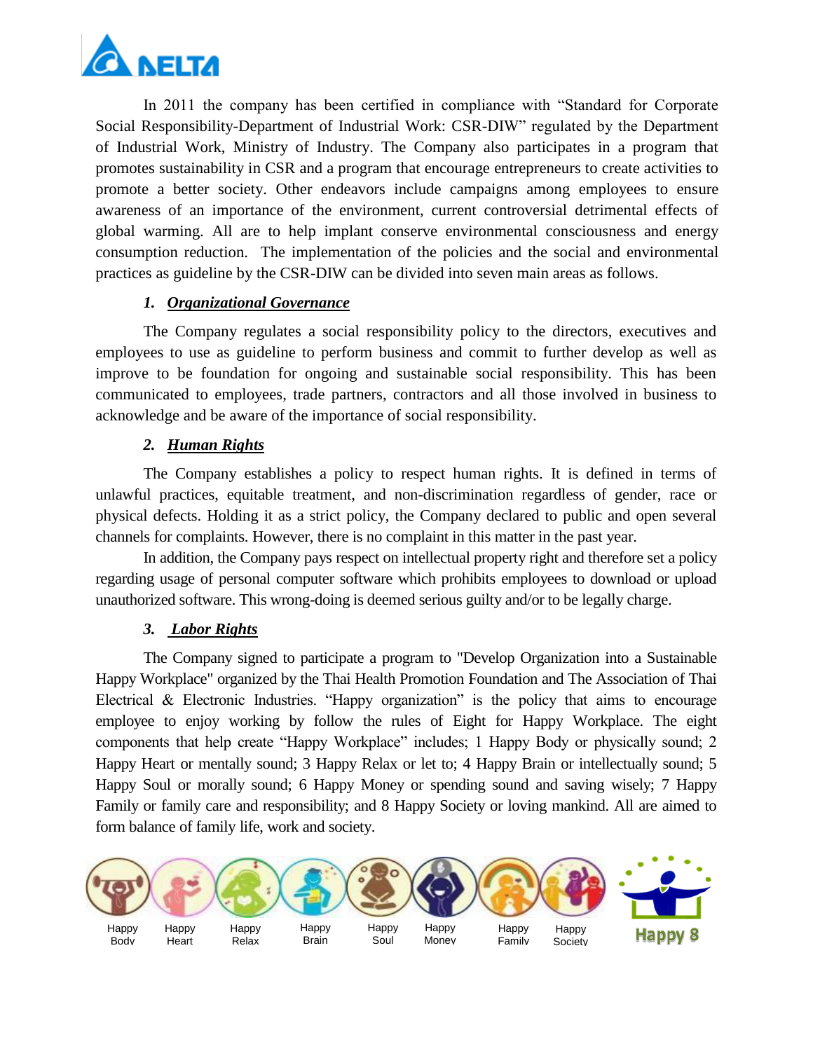In 2011 the company has been certified in compliance with "Standard for Corporate Social Responsibility-Department of Industrial Work: CSR-DIW" regulated by the Department of Industrial Work, Ministry of Industry. The Company also participates in a program that promotes sustainability in CSR and a program that encourage entrepreneurs to create activities to promote a better society. Other endeavors include campaigns among employees to ensure awareness of an importance of the environment, current controversial detrimental effects of global warming. All are to help implant conserve environmental consciousness and energy consumption reduction. The implementation of the policies and the social and environmental practices as guideline by the CSR-DIW can be divided into seven main areas as follows.

### 1. ***Organizational Governance***

The Company regulates a social responsibility policy to the directors, executives and employees to use as guideline to perform business and commit to further develop as well as improve to be foundation for ongoing and sustainable social responsibility. This has been communicated to employees, trade partners, contractors and all those involved in business to acknowledge and be aware of the importance of social responsibility.

### 2. ***Human Rights***

The Company establishes a policy to respect human rights. It is defined in terms of unlawful practices, equitable treatment, and non-discrimination regardless of gender, race or physical defects. Holding it as a strict policy, the Company declared to public and open several channels for complaints. However, there is no complaint in this matter in the past year.

In addition, the Company pays respect on intellectual property right and therefore set a policy regarding usage of personal computer software which prohibits employees to download or upload unauthorized software. This wrong-doing is deemed serious guilty and/or to be legally charge.

### 3. ***Labor Rights***

The Company signed to participate a program to "Develop Organization into a Sustainable Happy Workplace" organized by the Thai Health Promotion Foundation and The Association of Thai Electrical & Electronic Industries. "Happy organization" is the policy that aims to encourage employee to enjoy working by follow the rules of Eight for Happy Workplace. The eight components that help create "Happy Workplace" includes; 1 Happy Body or physically sound; 2 Happy Heart or mentally sound; 3 Happy Relax or let to; 4 Happy Brain or intellectually sound; 5 Happy Soul or morally sound; 6 Happy Money or spending sound and saving wisely; 7 Happy Family or family care and responsibility; and 8 Happy Society or loving mankind. All are aimed to form balance of family life, work and society.

Happy Body | Happy Heart | Happy Relax | Happy Brain | Happy Soul | Happy Money | Happy Family | Happy Society | Happy 8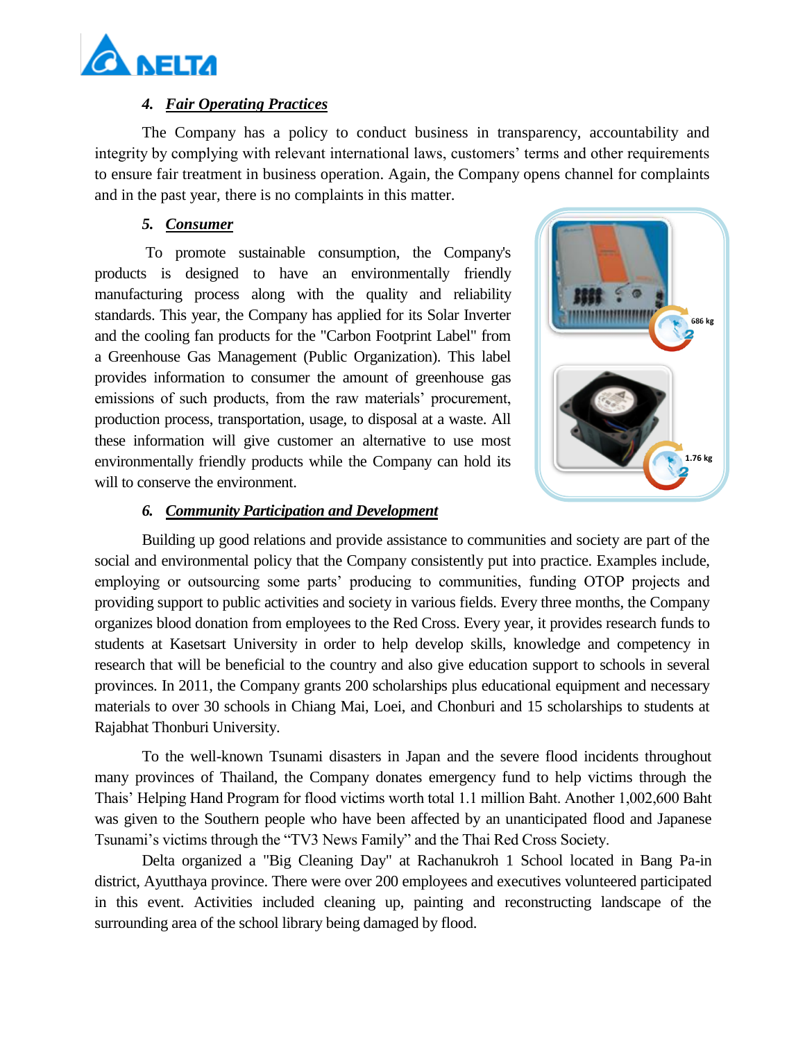### 4. ***Fair Operating Practices***

The Company has a policy to conduct business in transparency, accountability and integrity by complying with relevant international laws, customers' terms and other requirements to ensure fair treatment in business operation. Again, the Company opens channel for complaints and in the past year, there is no complaints in this matter.

### 5. ***Consumer***

To promote sustainable consumption, the Company's products is designed to have an environmentally friendly manufacturing process along with the quality and reliability standards. This year, the Company has applied for its Solar Inverter and the cooling fan products for the "Carbon Footprint Label" from a Greenhouse Gas Management (Public Organization). This label provides information to consumer the amount of greenhouse gas emissions of such products, from the raw materials' procurement, production process, transportation, usage, to disposal at a waste. All these information will give customer an alternative to use most environmentally friendly products while the Company can hold its will to conserve the environment.

686 kg

1.76 kg

### 6. ***Community Participation and Development***

Building up good relations and provide assistance to communities and society are part of the social and environmental policy that the Company consistently put into practice. Examples include, employing or outsourcing some parts' producing to communities, funding OTOP projects and providing support to public activities and society in various fields. Every three months, the Company organizes blood donation from employees to the Red Cross. Every year, it provides research funds to students at Kasetsart University in order to help develop skills, knowledge and competency in research that will be beneficial to the country and also give education support to schools in several provinces. In 2011, the Company grants 200 scholarships plus educational equipment and necessary materials to over 30 schools in Chiang Mai, Loei, and Chonburi and 15 scholarships to students at Rajabhat Thonburi University.

To the well-known Tsunami disasters in Japan and the severe flood incidents throughout many provinces of Thailand, the Company donates emergency fund to help victims through the Thais' Helping Hand Program for flood victims worth total 1.1 million Baht. Another 1,002,600 Baht was given to the Southern people who have been affected by an unanticipated flood and Japanese Tsunami's victims through the "TV3 News Family" and the Thai Red Cross Society.

Delta organized a "Big Cleaning Day" at Rachanukroh 1 School located in Bang Pa-in district, Ayutthaya province. There were over 200 employees and executives volunteered participated in this event. Activities included cleaning up, painting and reconstructing landscape of the surrounding area of the school library being damaged by flood.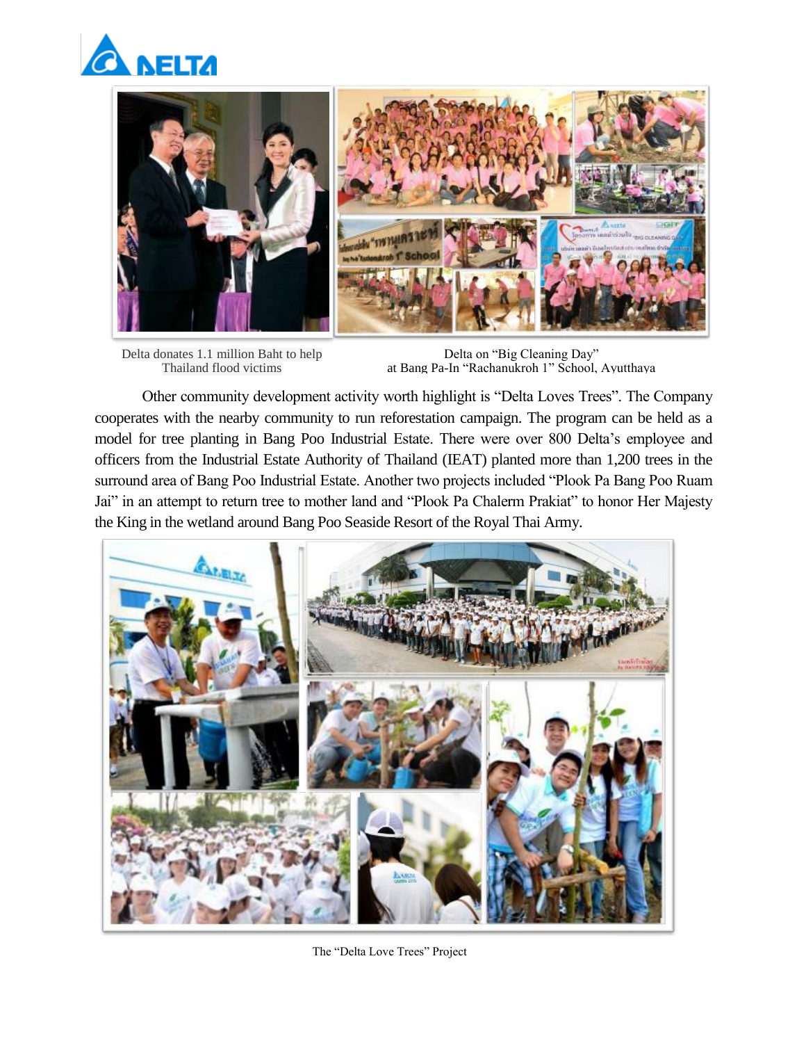Delta donates 1.1 million Baht to help Thailand flood victims

Delta on "Big Cleaning Day" at Bang Pa-In "Rachanukroh 1" School, Ayutthaya

Other community development activity worth highlight is "Delta Loves Trees". The Company cooperates with the nearby community to run reforestation campaign. The program can be held as a model for tree planting in Bang Poo Industrial Estate. There were over 800 Delta's employee and officers from the Industrial Estate Authority of Thailand (IEAT) planted more than 1,200 trees in the surround area of Bang Poo Industrial Estate. Another two projects included "Plook Pa Bang Poo Ruam Jai" in an attempt to return tree to mother land and "Plook Pa Chalerm Prakiat" to honor Her Majesty the King in the wetland around Bang Poo Seaside Resort of the Royal Thai Army.

The "Delta Love Trees" Project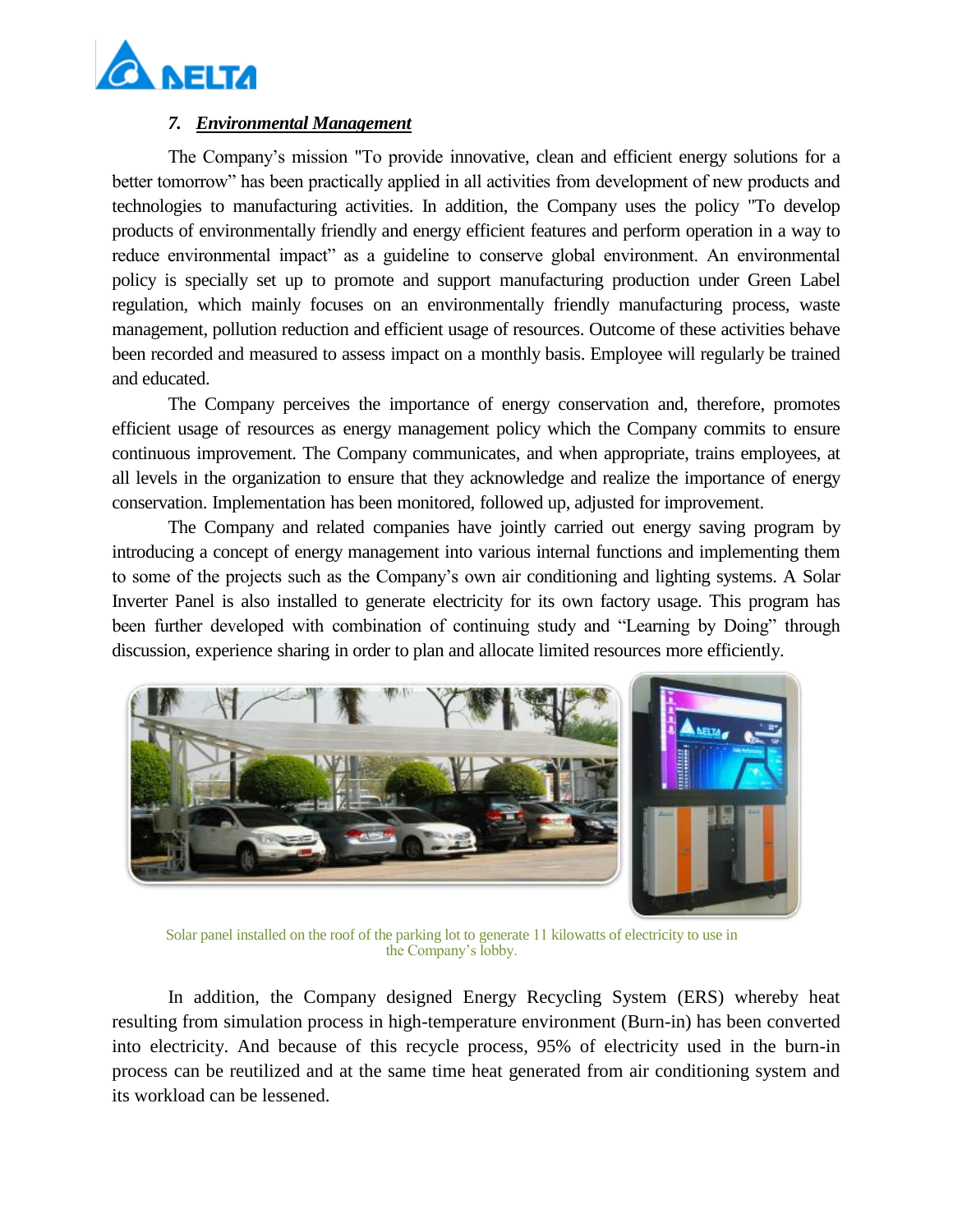### 7. ***Environmental Management***

The Company's mission "To provide innovative, clean and efficient energy solutions for a better tomorrow" has been practically applied in all activities from development of new products and technologies to manufacturing activities. In addition, the Company uses the policy "To develop products of environmentally friendly and energy efficient features and perform operation in a way to reduce environmental impact" as a guideline to conserve global environment. An environmental policy is specially set up to promote and support manufacturing production under Green Label regulation, which mainly focuses on an environmentally friendly manufacturing process, waste management, pollution reduction and efficient usage of resources. Outcome of these activities behave been recorded and measured to assess impact on a monthly basis. Employee will regularly be trained and educated.

The Company perceives the importance of energy conservation and, therefore, promotes efficient usage of resources as energy management policy which the Company commits to ensure continuous improvement. The Company communicates, and when appropriate, trains employees, at all levels in the organization to ensure that they acknowledge and realize the importance of energy conservation. Implementation has been monitored, followed up, adjusted for improvement.

The Company and related companies have jointly carried out energy saving program by introducing a concept of energy management into various internal functions and implementing them to some of the projects such as the Company's own air conditioning and lighting systems. A Solar Inverter Panel is also installed to generate electricity for its own factory usage. This program has been further developed with combination of continuing study and "Learning by Doing" through discussion, experience sharing in order to plan and allocate limited resources more efficiently.

Solar panel installed on the roof of the parking lot to generate 11 kilowatts of electricity to use in the Company's lobby.

In addition, the Company designed Energy Recycling System (ERS) whereby heat resulting from simulation process in high-temperature environment (Burn-in) has been converted into electricity. And because of this recycle process, 95% of electricity used in the burn-in process can be reutilized and at the same time heat generated from air conditioning system and its workload can be lessened.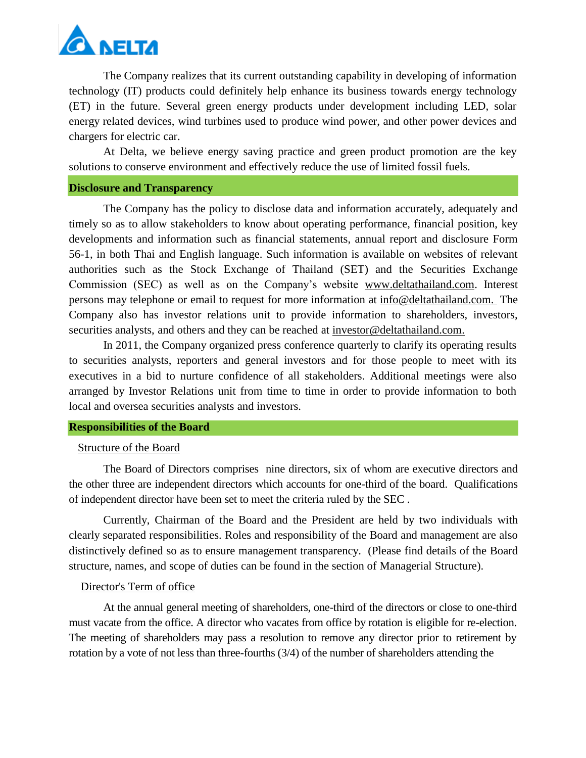The Company realizes that its current outstanding capability in developing of information technology (IT) products could definitely help enhance its business towards energy technology (ET) in the future. Several green energy products under development including LED, solar energy related devices, wind turbines used to produce wind power, and other power devices and chargers for electric car.

At Delta, we believe energy saving practice and green product promotion are the key solutions to conserve environment and effectively reduce the use of limited fossil fuels.

## Disclosure and Transparency

The Company has the policy to disclose data and information accurately, adequately and timely so as to allow stakeholders to know about operating performance, financial position, key developments and information such as financial statements, annual report and disclosure Form 56-1, in both Thai and English language. Such information is available on websites of relevant authorities such as the Stock Exchange of Thailand (SET) and the Securities Exchange Commission (SEC) as well as on the Company's website www.deltathailand.com. Interest persons may telephone or email to request for more information at info@deltathailand.com. The Company also has investor relations unit to provide information to shareholders, investors, securities analysts, and others and they can be reached at investor@deltathailand.com.

In 2011, the Company organized press conference quarterly to clarify its operating results to securities analysts, reporters and general investors and for those people to meet with its executives in a bid to nurture confidence of all stakeholders. Additional meetings were also arranged by Investor Relations unit from time to time in order to provide information to both local and oversea securities analysts and investors.

## Responsibilities of the Board

Structure of the Board

The Board of Directors comprises nine directors, six of whom are executive directors and the other three are independent directors which accounts for one-third of the board. Qualifications of independent director have been set to meet the criteria ruled by the SEC .

Currently, Chairman of the Board and the President are held by two individuals with clearly separated responsibilities. Roles and responsibility of the Board and management are also distinctively defined so as to ensure management transparency. (Please find details of the Board structure, names, and scope of duties can be found in the section of Managerial Structure).

Director's Term of office

At the annual general meeting of shareholders, one-third of the directors or close to one-third must vacate from the office. A director who vacates from office by rotation is eligible for re-election. The meeting of shareholders may pass a resolution to remove any director prior to retirement by rotation by a vote of not less than three-fourths (3/4) of the number of shareholders attending the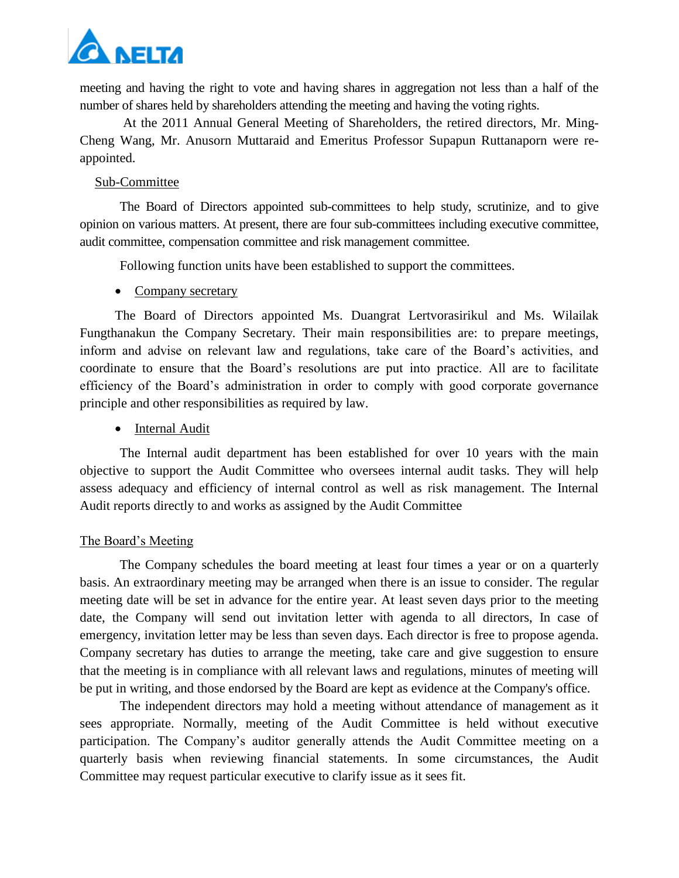meeting and having the right to vote and having shares in aggregation not less than a half of the number of shares held by shareholders attending the meeting and having the voting rights.

At the 2011 Annual General Meeting of Shareholders, the retired directors, Mr. Ming-Cheng Wang, Mr. Anusorn Muttaraid and Emeritus Professor Supapun Ruttanaporn were re-appointed.

<u>Sub-Committee</u>

The Board of Directors appointed sub-committees to help study, scrutinize, and to give opinion on various matters. At present, there are four sub-committees including executive committee, audit committee, compensation committee and risk management committee.

Following function units have been established to support the committees.

- <u>Company secretary</u>

The Board of Directors appointed Ms. Duangrat Lertvorasirikul and Ms. Wilailak Fungthanakun the Company Secretary. Their main responsibilities are: to prepare meetings, inform and advise on relevant law and regulations, take care of the Board's activities, and coordinate to ensure that the Board's resolutions are put into practice. All are to facilitate efficiency of the Board's administration in order to comply with good corporate governance principle and other responsibilities as required by law.

- <u>Internal Audit</u>

The Internal audit department has been established for over 10 years with the main objective to support the Audit Committee who oversees internal audit tasks. They will help assess adequacy and efficiency of internal control as well as risk management. The Internal Audit reports directly to and works as assigned by the Audit Committee

<u>The Board's Meeting</u>

The Company schedules the board meeting at least four times a year or on a quarterly basis. An extraordinary meeting may be arranged when there is an issue to consider. The regular meeting date will be set in advance for the entire year. At least seven days prior to the meeting date, the Company will send out invitation letter with agenda to all directors, In case of emergency, invitation letter may be less than seven days. Each director is free to propose agenda. Company secretary has duties to arrange the meeting, take care and give suggestion to ensure that the meeting is in compliance with all relevant laws and regulations, minutes of meeting will be put in writing, and those endorsed by the Board are kept as evidence at the Company's office.

The independent directors may hold a meeting without attendance of management as it sees appropriate. Normally, meeting of the Audit Committee is held without executive participation. The Company's auditor generally attends the Audit Committee meeting on a quarterly basis when reviewing financial statements. In some circumstances, the Audit Committee may request particular executive to clarify issue as it sees fit.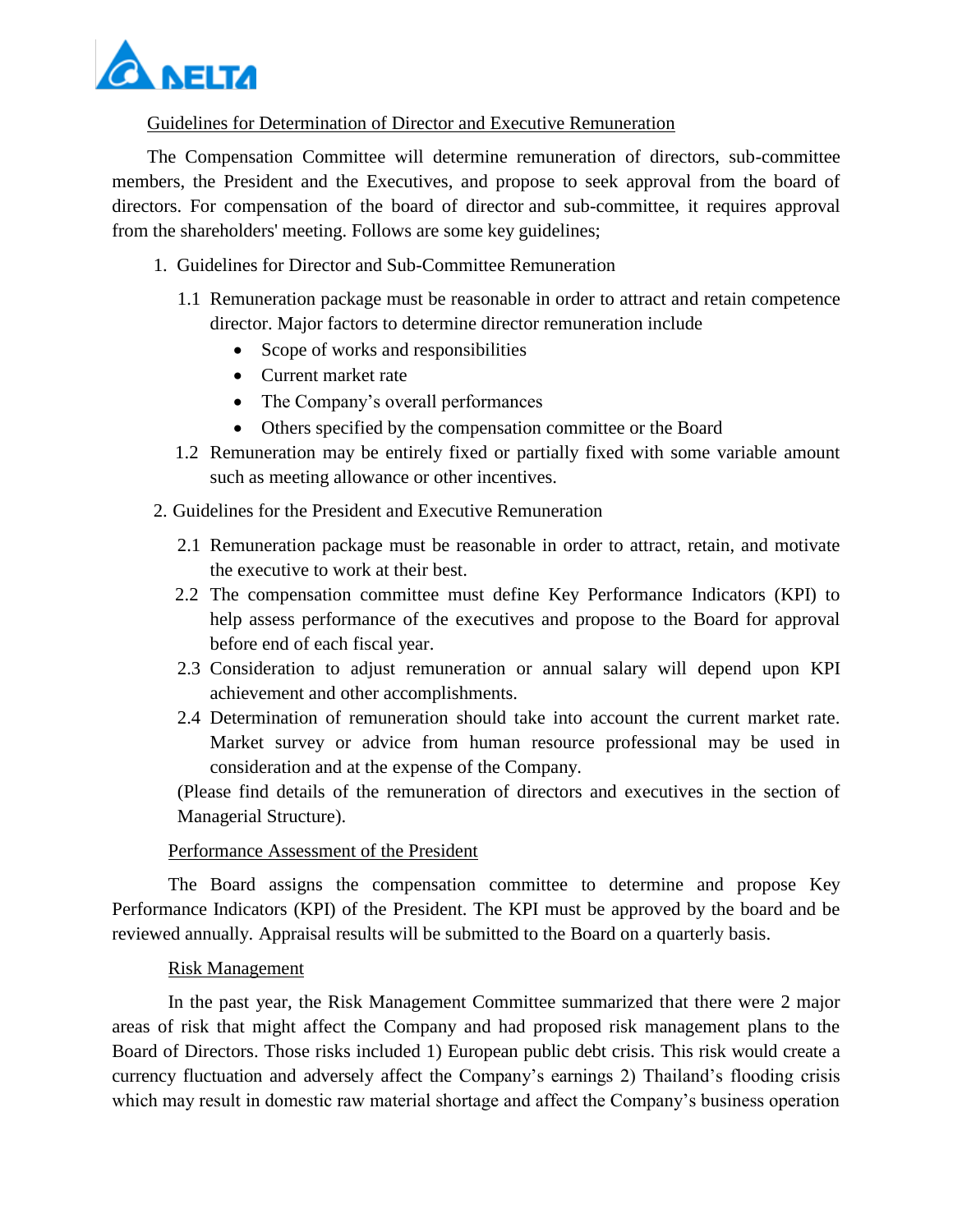Guidelines for Determination of Director and Executive Remuneration

The Compensation Committee will determine remuneration of directors, sub-committee members, the President and the Executives, and propose to seek approval from the board of directors. For compensation of the board of director and sub-committee, it requires approval from the shareholders' meeting. Follows are some key guidelines;

1. Guidelines for Director and Sub-Committee Remuneration

   1.1 Remuneration package must be reasonable in order to attract and retain competence director. Major factors to determine director remuneration include
   - Scope of works and responsibilities
   - Current market rate
   - The Company's overall performances
   - Others specified by the compensation committee or the Board

   1.2 Remuneration may be entirely fixed or partially fixed with some variable amount such as meeting allowance or other incentives.

2. Guidelines for the President and Executive Remuneration

   2.1 Remuneration package must be reasonable in order to attract, retain, and motivate the executive to work at their best.

   2.2 The compensation committee must define Key Performance Indicators (KPI) to help assess performance of the executives and propose to the Board for approval before end of each fiscal year.

   2.3 Consideration to adjust remuneration or annual salary will depend upon KPI achievement and other accomplishments.

   2.4 Determination of remuneration should take into account the current market rate. Market survey or advice from human resource professional may be used in consideration and at the expense of the Company.

   (Please find details of the remuneration of directors and executives in the section of Managerial Structure).

Performance Assessment of the President

The Board assigns the compensation committee to determine and propose Key Performance Indicators (KPI) of the President. The KPI must be approved by the board and be reviewed annually. Appraisal results will be submitted to the Board on a quarterly basis.

Risk Management

In the past year, the Risk Management Committee summarized that there were 2 major areas of risk that might affect the Company and had proposed risk management plans to the Board of Directors. Those risks included 1) European public debt crisis. This risk would create a currency fluctuation and adversely affect the Company's earnings 2) Thailand's flooding crisis which may result in domestic raw material shortage and affect the Company's business operation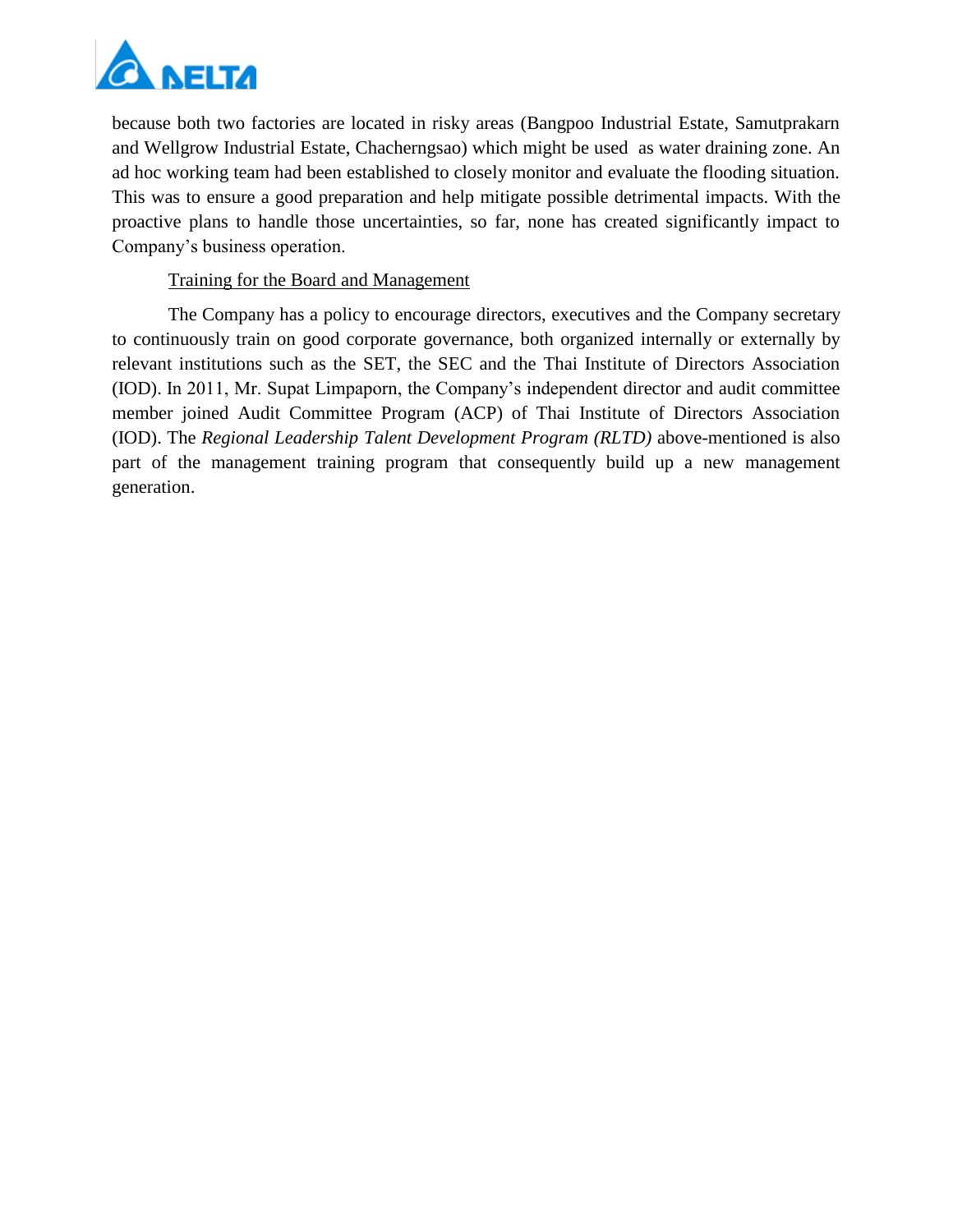because both two factories are located in risky areas (Bangpoo Industrial Estate, Samutprakarn and Wellgrow Industrial Estate, Chacherngsao) which might be used as water draining zone. An ad hoc working team had been established to closely monitor and evaluate the flooding situation. This was to ensure a good preparation and help mitigate possible detrimental impacts. With the proactive plans to handle those uncertainties, so far, none has created significantly impact to Company's business operation.

<u>Training for the Board and Management</u>

The Company has a policy to encourage directors, executives and the Company secretary to continuously train on good corporate governance, both organized internally or externally by relevant institutions such as the SET, the SEC and the Thai Institute of Directors Association (IOD). In 2011, Mr. Supat Limpaporn, the Company's independent director and audit committee member joined Audit Committee Program (ACP) of Thai Institute of Directors Association (IOD). The *Regional Leadership Talent Development Program (RLTD)* above-mentioned is also part of the management training program that consequently build up a new management generation.